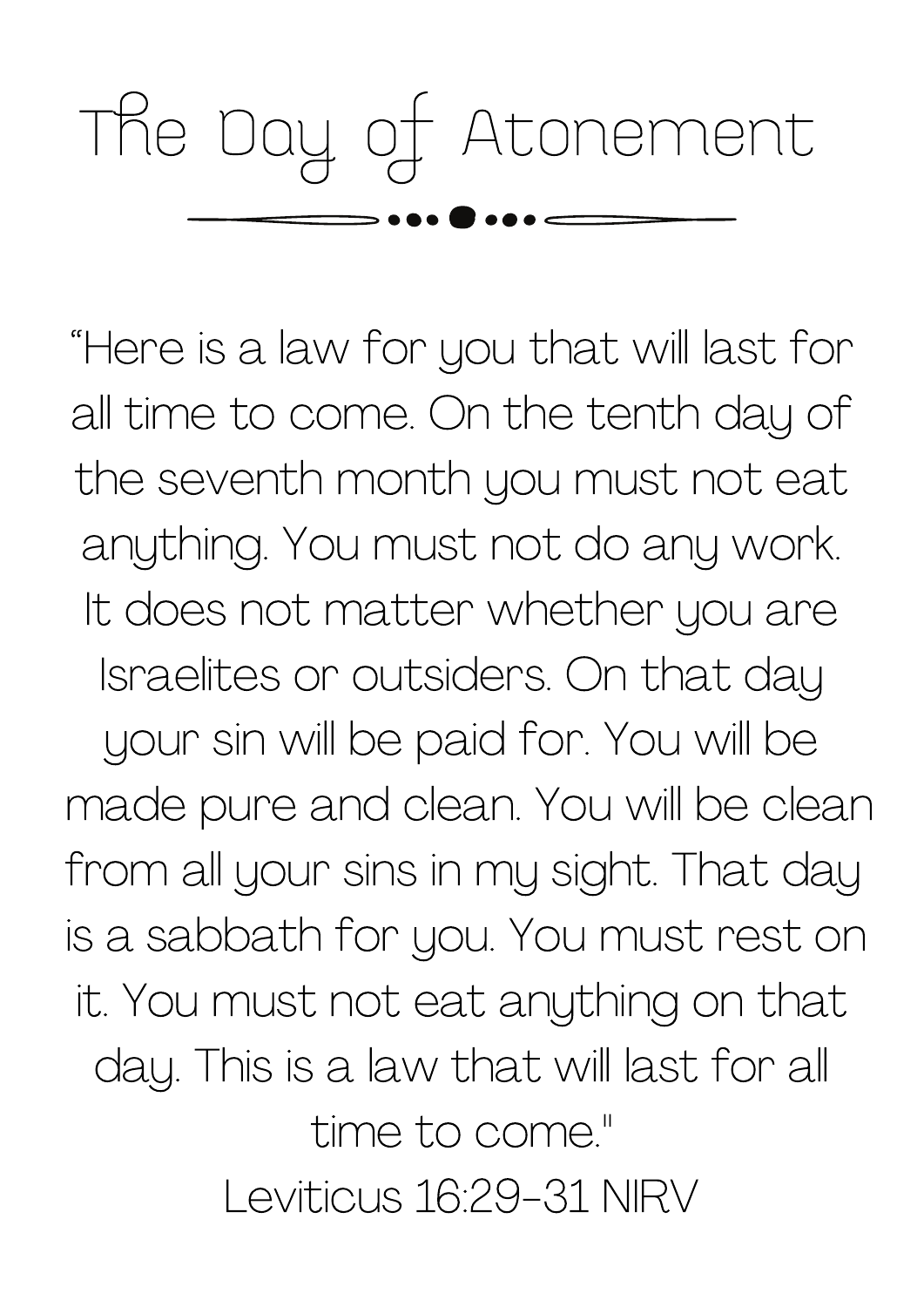# The Day of Atonement

“Here is a law for you that will last for all time to come. On the tenth day of the seventh month you must not eat anything. You must not do any work. It does not matter whether you are Israelites or outsiders. On that day your sin will be paid for. You will be made pure and clean. You will be clean from all your sins in my sight. That day is a sabbath for you. You must rest on it. You must not eat anything on that day. This is a law that will last for all time to come."

Leviticus 16:29-31 NIRV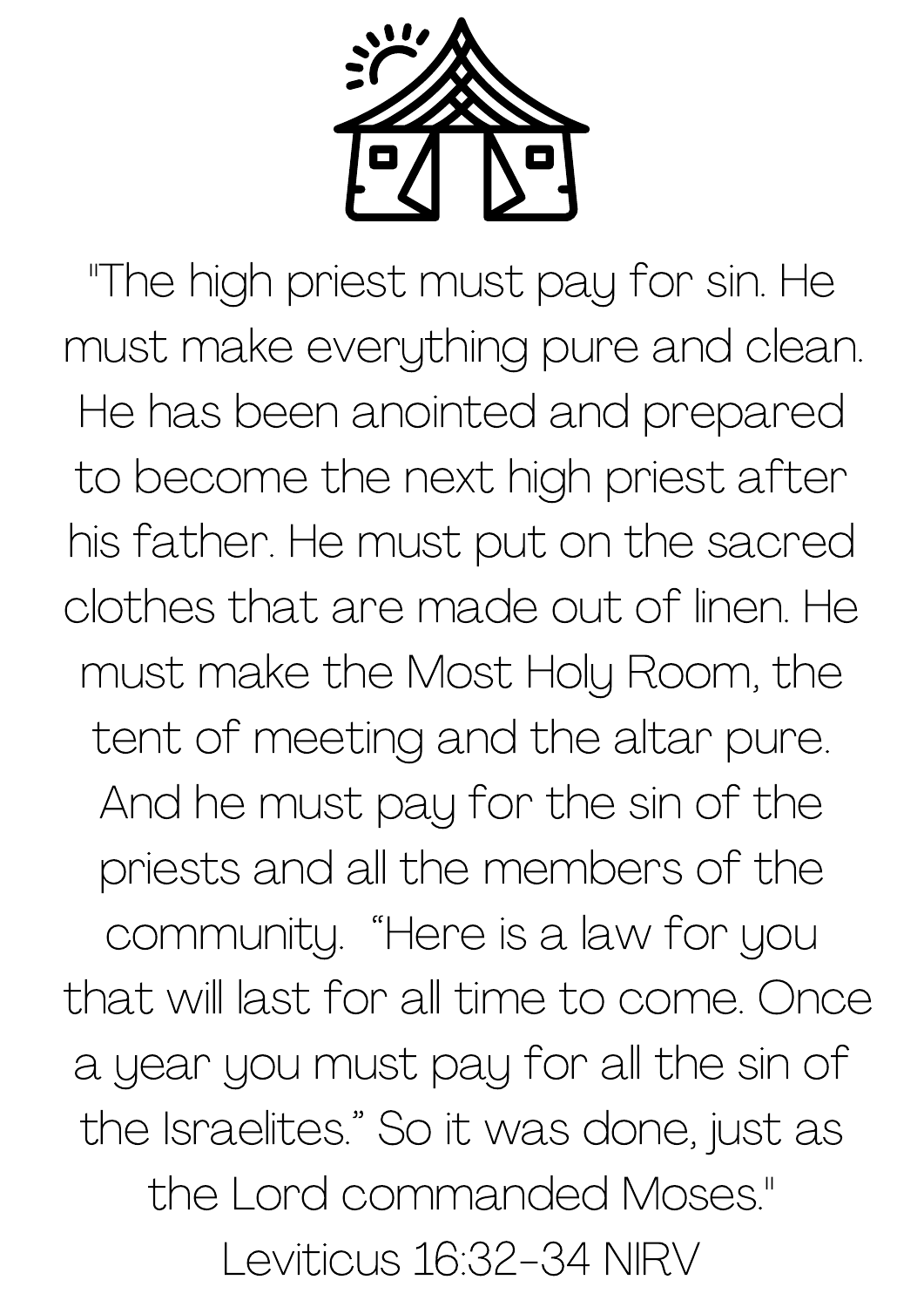"The high priest must pay for sin. He must make everything pure and clean. He has been anointed and prepared to become the next high priest after his father. He must put on the sacred clothes that are made out of linen. He must make the Most Holy Room, the tent of meeting and the altar pure. And he must pay for the sin of the priests and all the members of the community. "Here is a law for you that will last for all time to come. Once a year you must pay for all the sin of the Israelites." So it was done, just as the Lord commanded Moses."

Leviticus 16:32-34 NIRV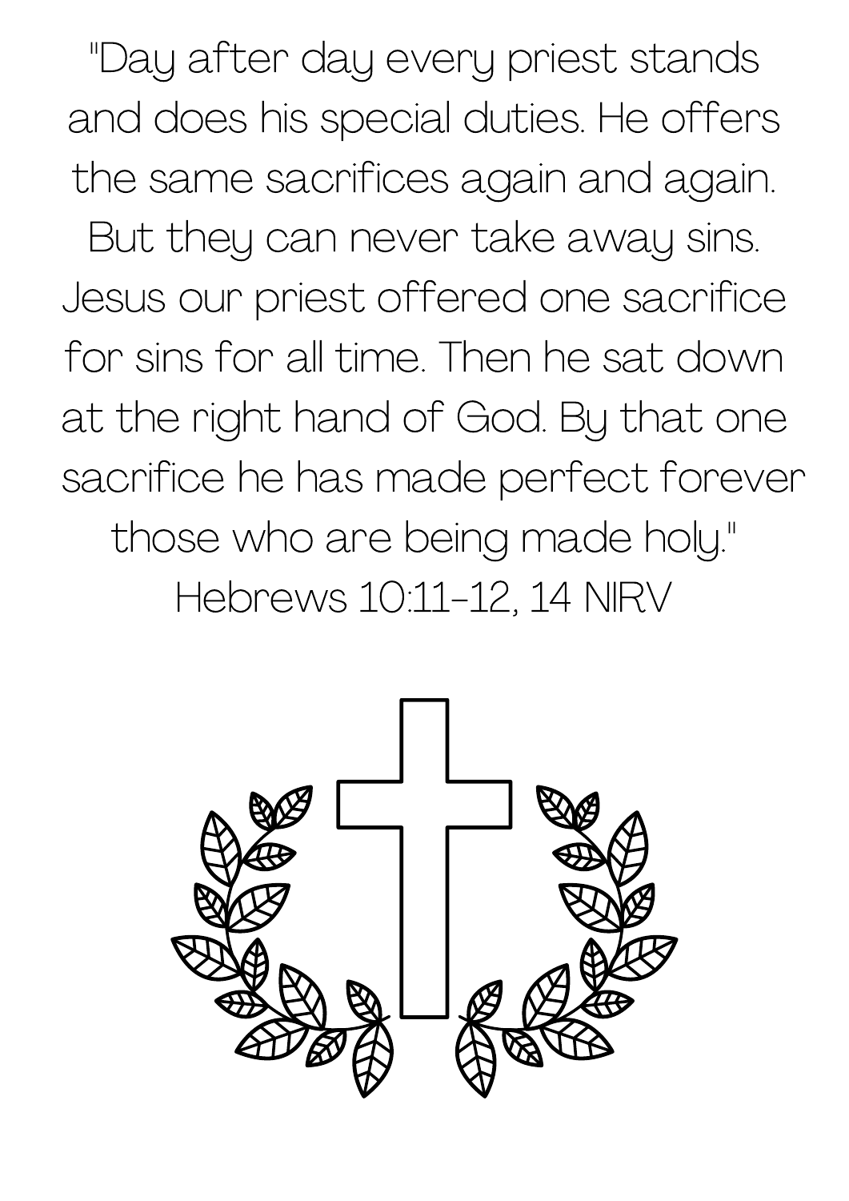"Day after day every priest stands and does his special duties. He offers the same sacrifices again and again. But they can never take away sins. Jesus our priest offered one sacrifice for sins for all time. Then he sat down at the right hand of God. By that one sacrifice he has made perfect forever those who are being made holy."

Hebrews 10:11-12, 14 NIRV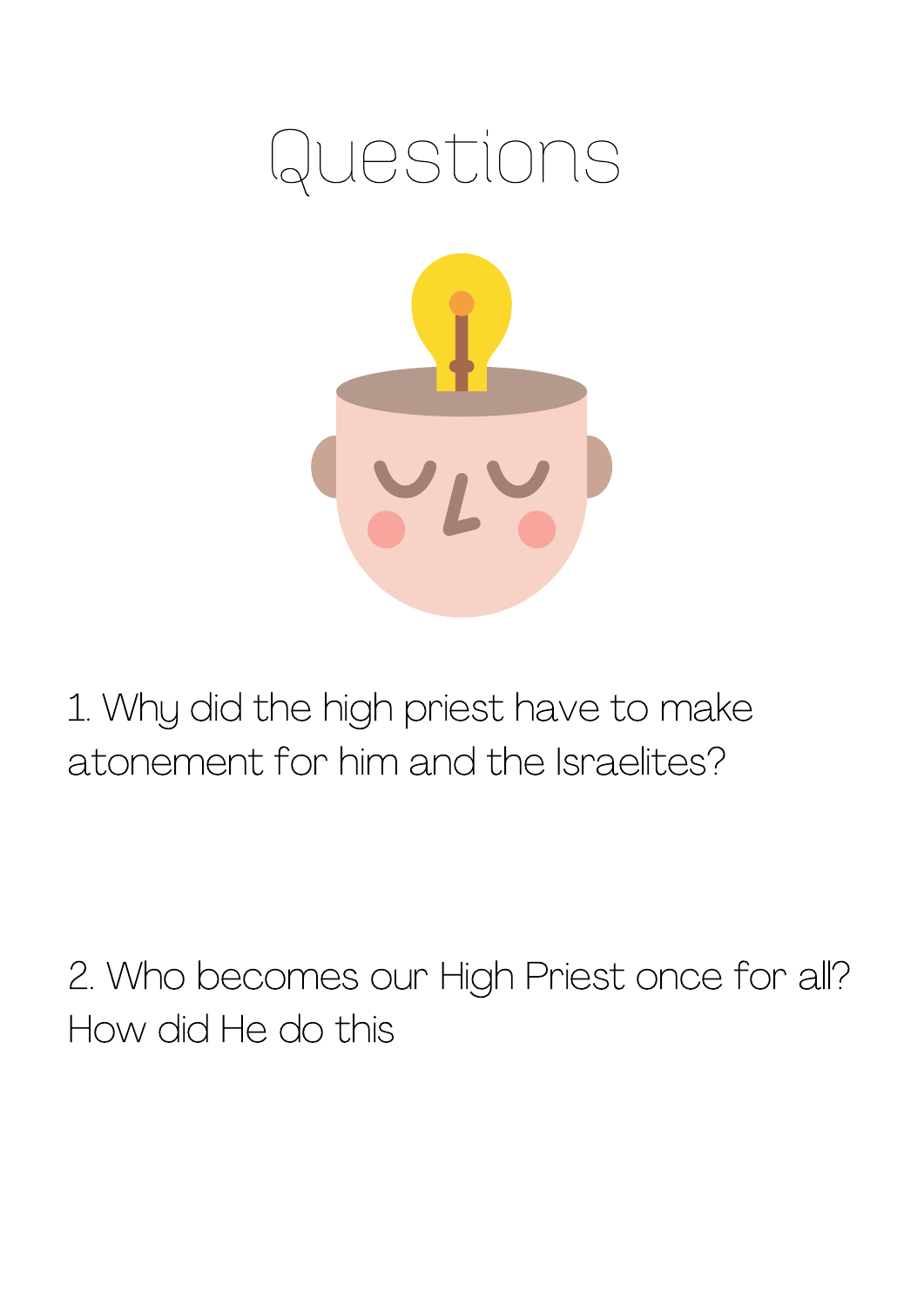# Questions

1. Why did the high priest have to make atonement for him and the Israelites?

2. Who becomes our High Priest once for all? How did He do this